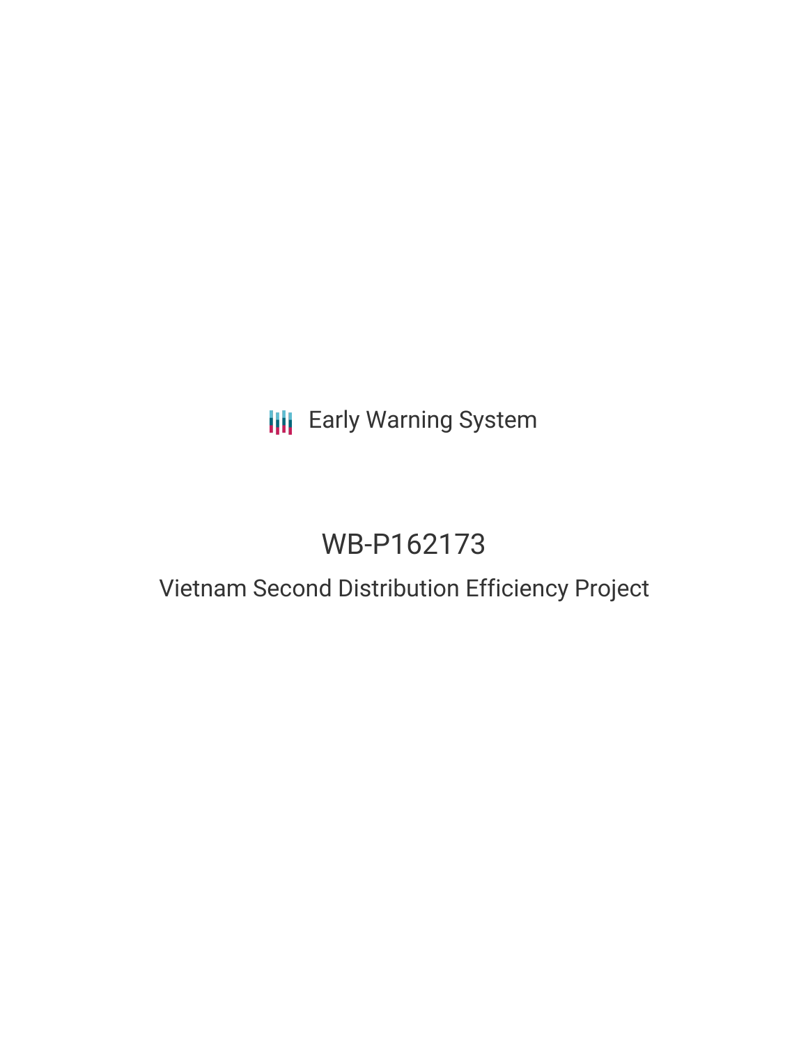Early Warning System

# WB-P162173

## Vietnam Second Distribution Efficiency Project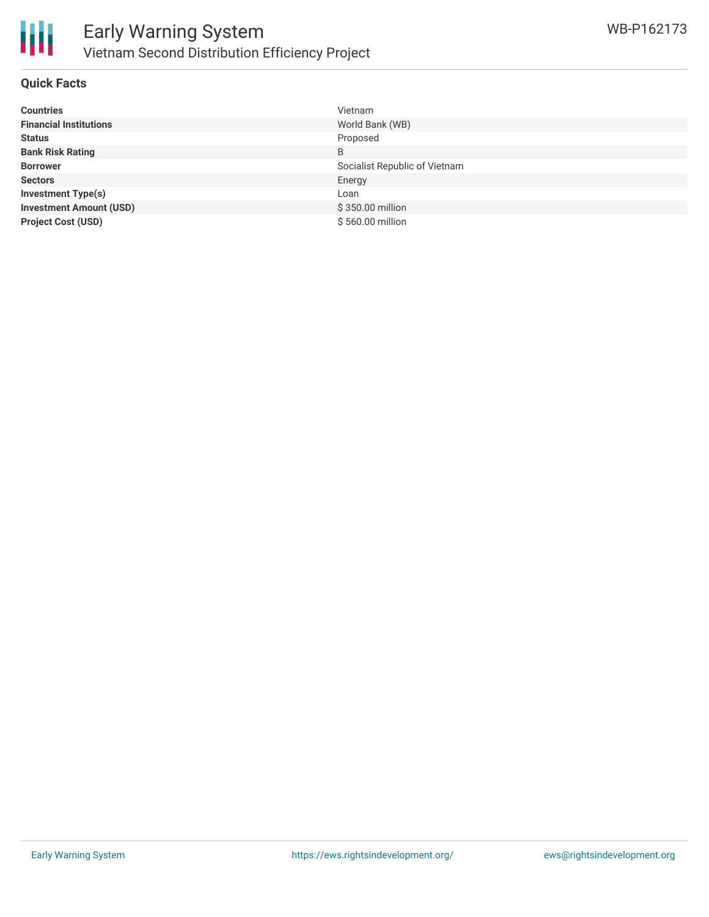## Quick Facts

| | |
|---|---|
| **Countries** | Vietnam |
| **Financial Institutions** | World Bank (WB) |
| **Status** | Proposed |
| **Bank Risk Rating** | B |
| **Borrower** | Socialist Republic of Vietnam |
| **Sectors** | Energy |
| **Investment Type(s)** | Loan |
| **Investment Amount (USD)** | $ 350.00 million |
| **Project Cost (USD)** | $ 560.00 million |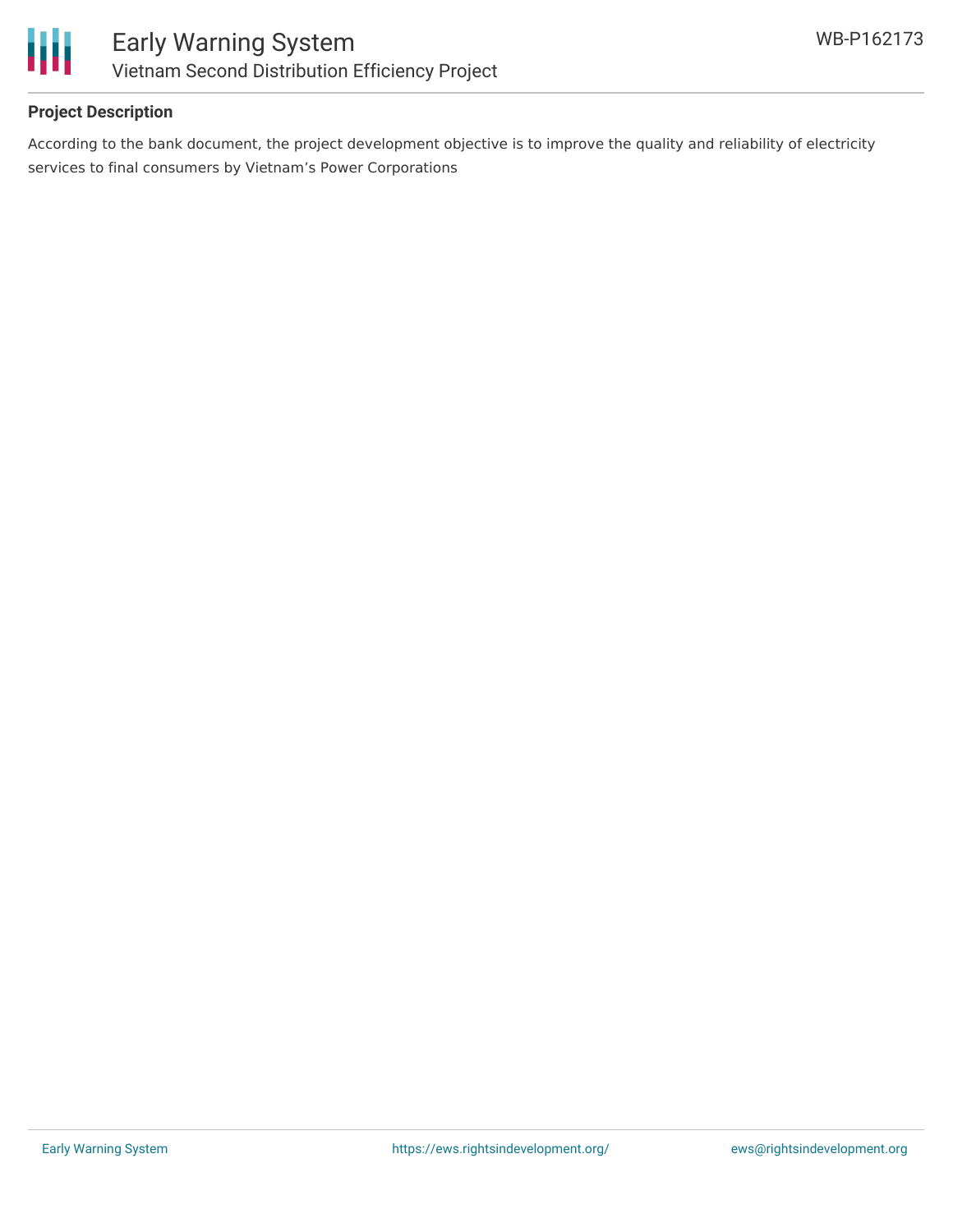**Project Description**

According to the bank document, the project development objective is to improve the quality and reliability of electricity services to final consumers by Vietnam's Power Corporations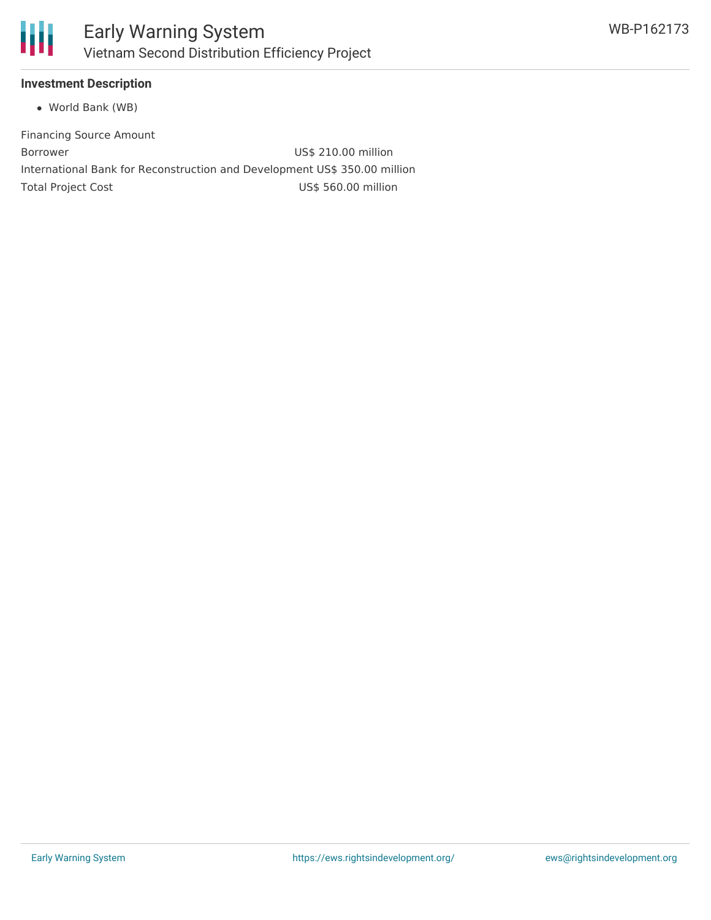### Investment Description

- World Bank (WB)

| Financing Source | Amount |
| --- | --- |
| Borrower | US$ 210.00 million |
| International Bank for Reconstruction and Development | US$ 350.00 million |
| Total Project Cost | US$ 560.00 million |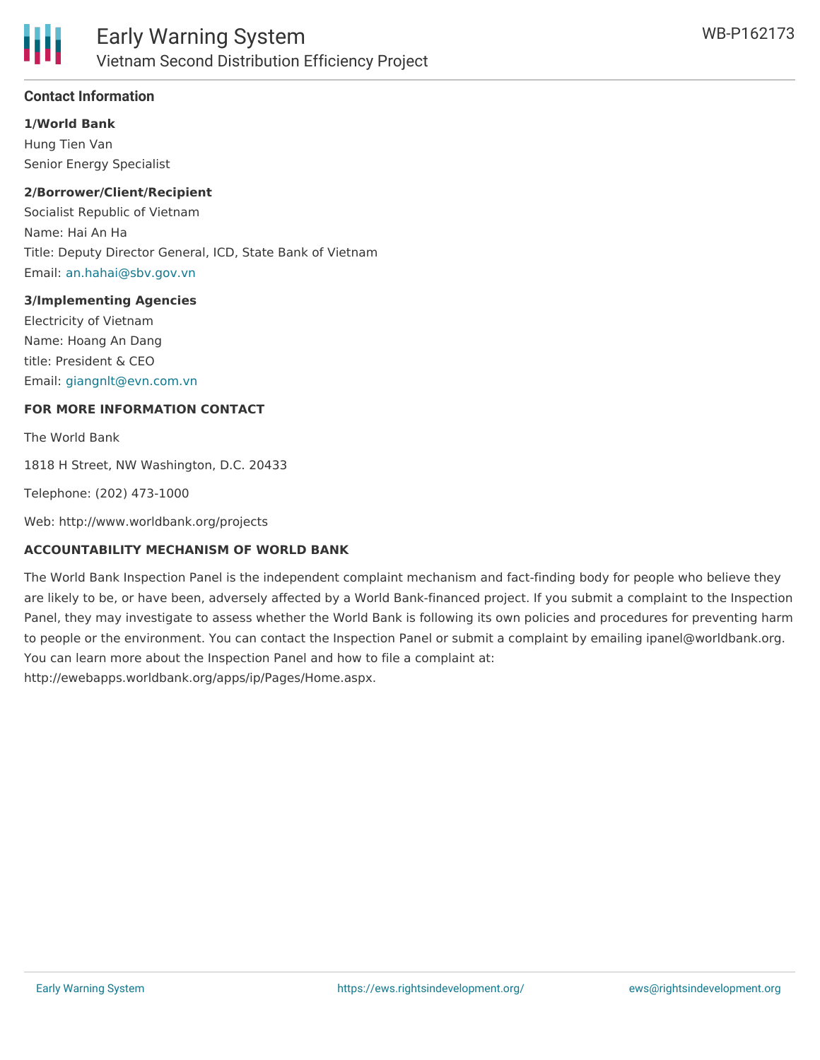### Contact Information

**1/World Bank**

Hung Tien Van
Senior Energy Specialist

**2/Borrower/Client/Recipient**

Socialist Republic of Vietnam
Name: Hai An Ha
Title: Deputy Director General, ICD, State Bank of Vietnam
Email: an.hahai@sbv.gov.vn

**3/Implementing Agencies**

Electricity of Vietnam
Name: Hoang An Dang
title: President & CEO
Email: giangnlt@evn.com.vn

**FOR MORE INFORMATION CONTACT**

The World Bank

1818 H Street, NW Washington, D.C. 20433

Telephone: (202) 473-1000

Web: http://www.worldbank.org/projects

**ACCOUNTABILITY MECHANISM OF WORLD BANK**

The World Bank Inspection Panel is the independent complaint mechanism and fact-finding body for people who believe they are likely to be, or have been, adversely affected by a World Bank-financed project. If you submit a complaint to the Inspection Panel, they may investigate to assess whether the World Bank is following its own policies and procedures for preventing harm to people or the environment. You can contact the Inspection Panel or submit a complaint by emailing ipanel@worldbank.org. You can learn more about the Inspection Panel and how to file a complaint at: http://ewebapps.worldbank.org/apps/ip/Pages/Home.aspx.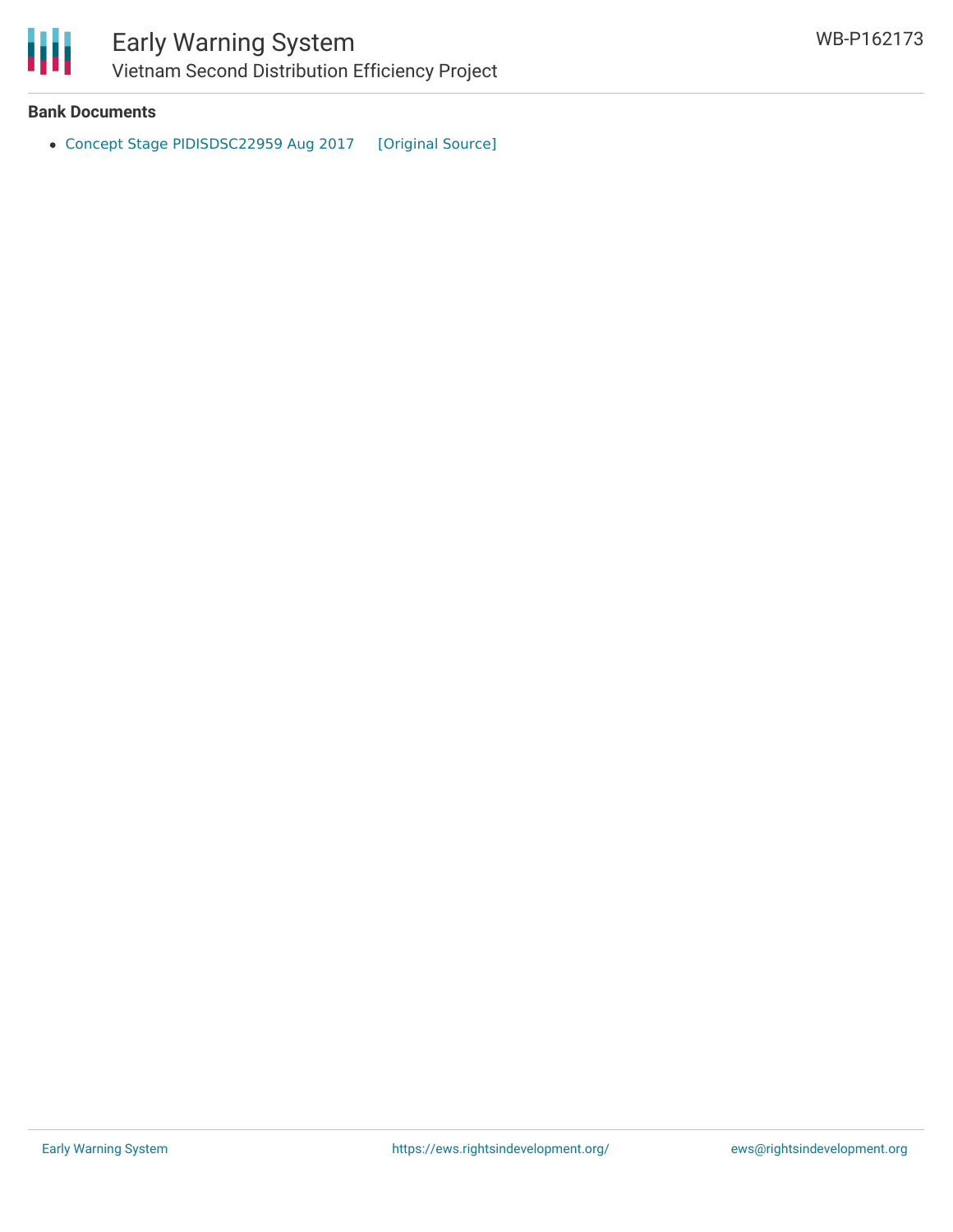**Bank Documents**

- Concept Stage PIDISDSC22959 Aug 2017 [Original Source]